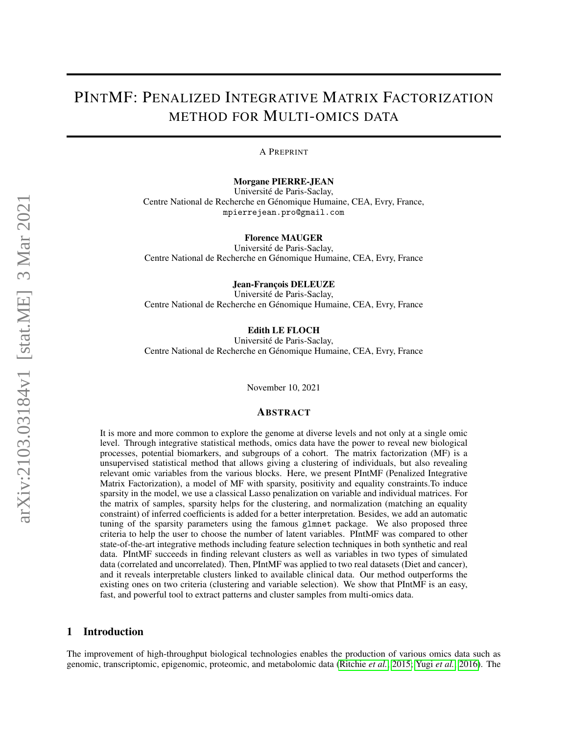# PIntMF: Penalized Integrative Matrix Factorization method for Multi-omics data

A Preprint

**Morgane PIERRE-JEAN**
Université de Paris-Saclay,
Centre National de Recherche en Génomique Humaine, CEA, Evry, France,
mpierrejean.pro@gmail.com

**Florence MAUGER**
Université de Paris-Saclay,
Centre National de Recherche en Génomique Humaine, CEA, Evry, France

**Jean-François DELEUZE**
Université de Paris-Saclay,
Centre National de Recherche en Génomique Humaine, CEA, Evry, France

**Edith LE FLOCH**
Université de Paris-Saclay,
Centre National de Recherche en Génomique Humaine, CEA, Evry, France

November 10, 2021

## Abstract

It is more and more common to explore the genome at diverse levels and not only at a single omic level. Through integrative statistical methods, omics data have the power to reveal new biological processes, potential biomarkers, and subgroups of a cohort. The matrix factorization (MF) is a unsupervised statistical method that allows giving a clustering of individuals, but also revealing relevant omic variables from the various blocks. Here, we present PIntMF (Penalized Integrative Matrix Factorization), a model of MF with sparsity, positivity and equality constraints.To induce sparsity in the model, we use a classical Lasso penalization on variable and individual matrices. For the matrix of samples, sparsity helps for the clustering, and normalization (matching an equality constraint) of inferred coefficients is added for a better interpretation. Besides, we add an automatic tuning of the sparsity parameters using the famous glmnet package. We also proposed three criteria to help the user to choose the number of latent variables. PIntMF was compared to other state-of-the-art integrative methods including feature selection techniques in both synthetic and real data. PIntMF succeeds in finding relevant clusters as well as variables in two types of simulated data (correlated and uncorrelated). Then, PIntMF was applied to two real datasets (Diet and cancer), and it reveals interpretable clusters linked to available clinical data. Our method outperforms the existing ones on two criteria (clustering and variable selection). We show that PIntMF is an easy, fast, and powerful tool to extract patterns and cluster samples from multi-omics data.

## 1 Introduction

The improvement of high-throughput biological technologies enables the production of various omics data such as genomic, transcriptomic, epigenomic, proteomic, and metabolomic data (Ritchie *et al.*, 2015; Yugi *et al.*, 2016). The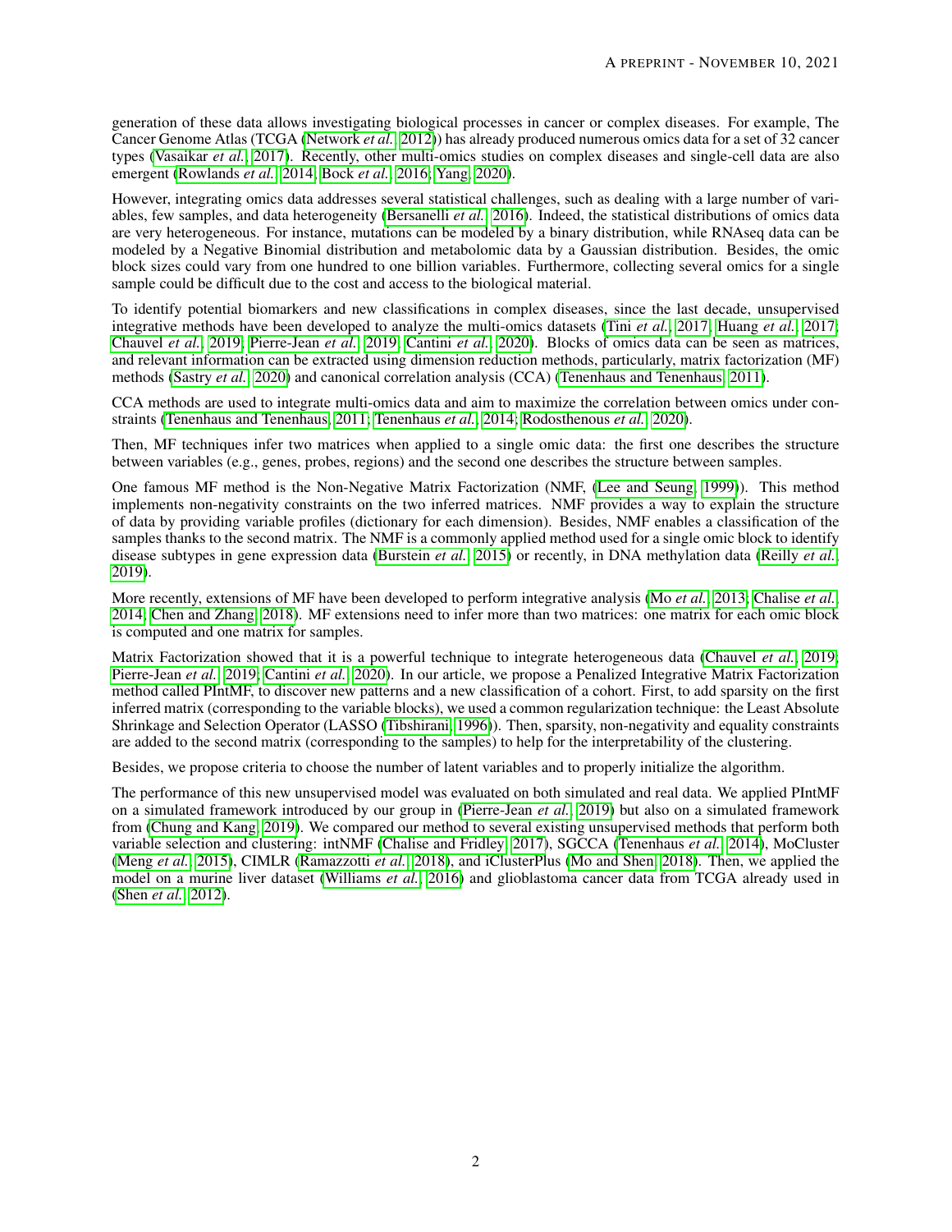generation of these data allows investigating biological processes in cancer or complex diseases. For example, The Cancer Genome Atlas (TCGA (Network *et al.*, 2012)) has already produced numerous omics data for a set of 32 cancer types (Vasaikar *et al.*, 2017). Recently, other multi-omics studies on complex diseases and single-cell data are also emergent (Rowlands *et al.*, 2014; Bock *et al.*, 2016; Yang, 2020).

However, integrating omics data addresses several statistical challenges, such as dealing with a large number of variables, few samples, and data heterogeneity (Bersanelli *et al.*, 2016). Indeed, the statistical distributions of omics data are very heterogeneous. For instance, mutations can be modeled by a binary distribution, while RNAseq data can be modeled by a Negative Binomial distribution and metabolomic data by a Gaussian distribution. Besides, the omic block sizes could vary from one hundred to one billion variables. Furthermore, collecting several omics for a single sample could be difficult due to the cost and access to the biological material.

To identify potential biomarkers and new classifications in complex diseases, since the last decade, unsupervised integrative methods have been developed to analyze the multi-omics datasets (Tini *et al.*, 2017; Huang *et al.*, 2017; Chauvel *et al.*, 2019; Pierre-Jean *et al.*, 2019; Cantini *et al.*, 2020). Blocks of omics data can be seen as matrices, and relevant information can be extracted using dimension reduction methods, particularly, matrix factorization (MF) methods (Sastry *et al.*, 2020) and canonical correlation analysis (CCA) (Tenenhaus and Tenenhaus, 2011).

CCA methods are used to integrate multi-omics data and aim to maximize the correlation between omics under constraints (Tenenhaus and Tenenhaus, 2011; Tenenhaus *et al.*, 2014; Rodosthenous *et al.*, 2020).

Then, MF techniques infer two matrices when applied to a single omic data: the first one describes the structure between variables (e.g., genes, probes, regions) and the second one describes the structure between samples.

One famous MF method is the Non-Negative Matrix Factorization (NMF, (Lee and Seung, 1999)). This method implements non-negativity constraints on the two inferred matrices. NMF provides a way to explain the structure of data by providing variable profiles (dictionary for each dimension). Besides, NMF enables a classification of the samples thanks to the second matrix. The NMF is a commonly applied method used for a single omic block to identify disease subtypes in gene expression data (Burstein *et al.*, 2015) or recently, in DNA methylation data (Reilly *et al.*, 2019).

More recently, extensions of MF have been developed to perform integrative analysis (Mo *et al.*, 2013; Chalise *et al.*, 2014; Chen and Zhang, 2018). MF extensions need to infer more than two matrices: one matrix for each omic block is computed and one matrix for samples.

Matrix Factorization showed that it is a powerful technique to integrate heterogeneous data (Chauvel *et al.*, 2019; Pierre-Jean *et al.*, 2019; Cantini *et al.*, 2020). In our article, we propose a Penalized Integrative Matrix Factorization method called PIntMF, to discover new patterns and a new classification of a cohort. First, to add sparsity on the first inferred matrix (corresponding to the variable blocks), we used a common regularization technique: the Least Absolute Shrinkage and Selection Operator (LASSO (Tibshirani, 1996)). Then, sparsity, non-negativity and equality constraints are added to the second matrix (corresponding to the samples) to help for the interpretability of the clustering.

Besides, we propose criteria to choose the number of latent variables and to properly initialize the algorithm.

The performance of this new unsupervised model was evaluated on both simulated and real data. We applied PIntMF on a simulated framework introduced by our group in (Pierre-Jean *et al.*, 2019) but also on a simulated framework from (Chung and Kang, 2019). We compared our method to several existing unsupervised methods that perform both variable selection and clustering: intNMF (Chalise and Fridley, 2017), SGCCA (Tenenhaus *et al.*, 2014), MoCluster (Meng *et al.*, 2015), CIMLR (Ramazzotti *et al.*, 2018), and iClusterPlus (Mo and Shen, 2018). Then, we applied the model on a murine liver dataset (Williams *et al.*, 2016) and glioblastoma cancer data from TCGA already used in (Shen *et al.*, 2012).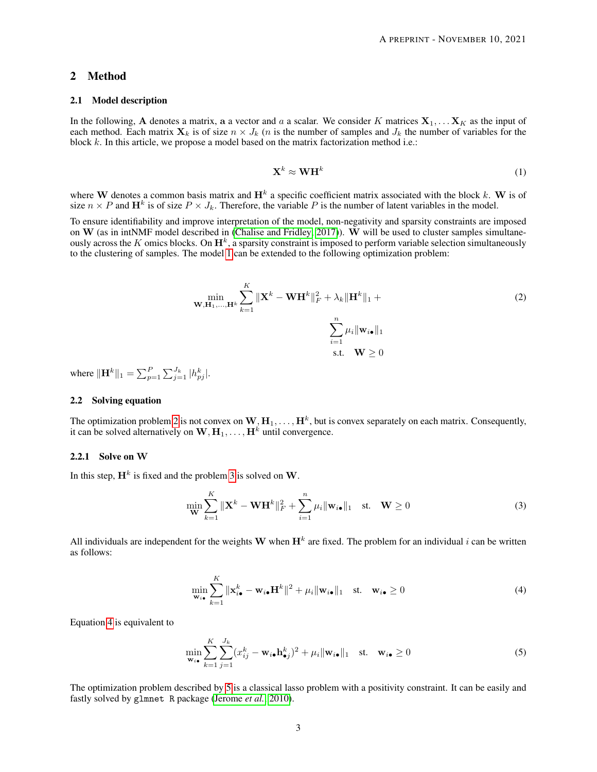## 2 Method

### 2.1 Model description

In the following, $\mathbf{A}$ denotes a matrix, $\mathbf{a}$ a vector and $a$ a scalar. We consider $K$ matrices $\mathbf{X}_1, \ldots \mathbf{X}_K$ as the input of each method. Each matrix $\mathbf{X}_k$ is of size $n \times J_k$ ($n$ is the number of samples and $J_k$ the number of variables for the block $k$. In this article, we propose a model based on the matrix factorization method i.e.:

$$\mathbf{X}^k \approx \mathbf{W}\mathbf{H}^k \tag{1}$$

where $\mathbf{W}$ denotes a common basis matrix and $\mathbf{H}^k$ a specific coefficient matrix associated with the block $k$. $\mathbf{W}$ is of size $n \times P$ and $\mathbf{H}^k$ is of size $P \times J_k$. Therefore, the variable $P$ is the number of latent variables in the model.

To ensure identifiability and improve interpretation of the model, non-negativity and sparsity constraints are imposed on $\mathbf{W}$ (as in intNMF model described in (Chalise and Fridley, 2017)). $\mathbf{W}$ will be used to cluster samples simultaneously across the $K$ omics blocks. On $\mathbf{H}^k$, a sparsity constraint is imposed to perform variable selection simultaneously to the clustering of samples. The model 1 can be extended to the following optimization problem:

$$\begin{aligned} \min_{\mathbf{W}, \mathbf{H}_1, \ldots, \mathbf{H}^k} \sum_{k=1}^{K} \|\mathbf{X}^k - \mathbf{W}\mathbf{H}^k\|_F^2 + \lambda_k \|\mathbf{H}^k\|_1 + \\ \sum_{i=1}^{n} \mu_i \|\mathbf{w}_{i\bullet}\|_1 \\ \text{s.t.} \quad \mathbf{W} \geq 0 \end{aligned} \tag{2}$$

where $\|\mathbf{H}^k\|_1 = \sum_{p=1}^{P} \sum_{j=1}^{J_k} |h_{pj}^k|$.

### 2.2 Solving equation

The optimization problem 2 is not convex on $\mathbf{W}, \mathbf{H}_1, \ldots, \mathbf{H}^k$, but is convex separately on each matrix. Consequently, it can be solved alternatively on $\mathbf{W}, \mathbf{H}_1, \ldots, \mathbf{H}^k$ until convergence.

#### 2.2.1 Solve on W

In this step, $\mathbf{H}^k$ is fixed and the problem 3 is solved on $\mathbf{W}$.

$$\min_{\mathbf{W}} \sum_{k=1}^{K} \|\mathbf{X}^k - \mathbf{W}\mathbf{H}^k\|_F^2 + \sum_{i=1}^{n} \mu_i \|\mathbf{w}_{i\bullet}\|_1 \quad \text{st.} \quad \mathbf{W} \geq 0 \tag{3}$$

All individuals are independent for the weights $\mathbf{W}$ when $\mathbf{H}^k$ are fixed. The problem for an individual $i$ can be written as follows:

$$\min_{\mathbf{w}_{i\bullet}} \sum_{k=1}^{K} \|\mathbf{x}_{i\bullet}^k - \mathbf{w}_{i\bullet}\mathbf{H}^k\|^2 + \mu_i \|\mathbf{w}_{i\bullet}\|_1 \quad \text{st.} \quad \mathbf{w}_{i\bullet} \geq 0 \tag{4}$$

Equation 4 is equivalent to

$$\min_{\mathbf{w}_{i\bullet}} \sum_{k=1}^{K} \sum_{j=1}^{J_k} (x_{ij}^k - \mathbf{w}_{i\bullet}\mathbf{h}_{\bullet j}^k)^2 + \mu_i \|\mathbf{w}_{i\bullet}\|_1 \quad \text{st.} \quad \mathbf{w}_{i\bullet} \geq 0 \tag{5}$$

The optimization problem described by 5 is a classical lasso problem with a positivity constraint. It can be easily and fastly solved by `glmnet` R package (Jerome *et al.*, 2010).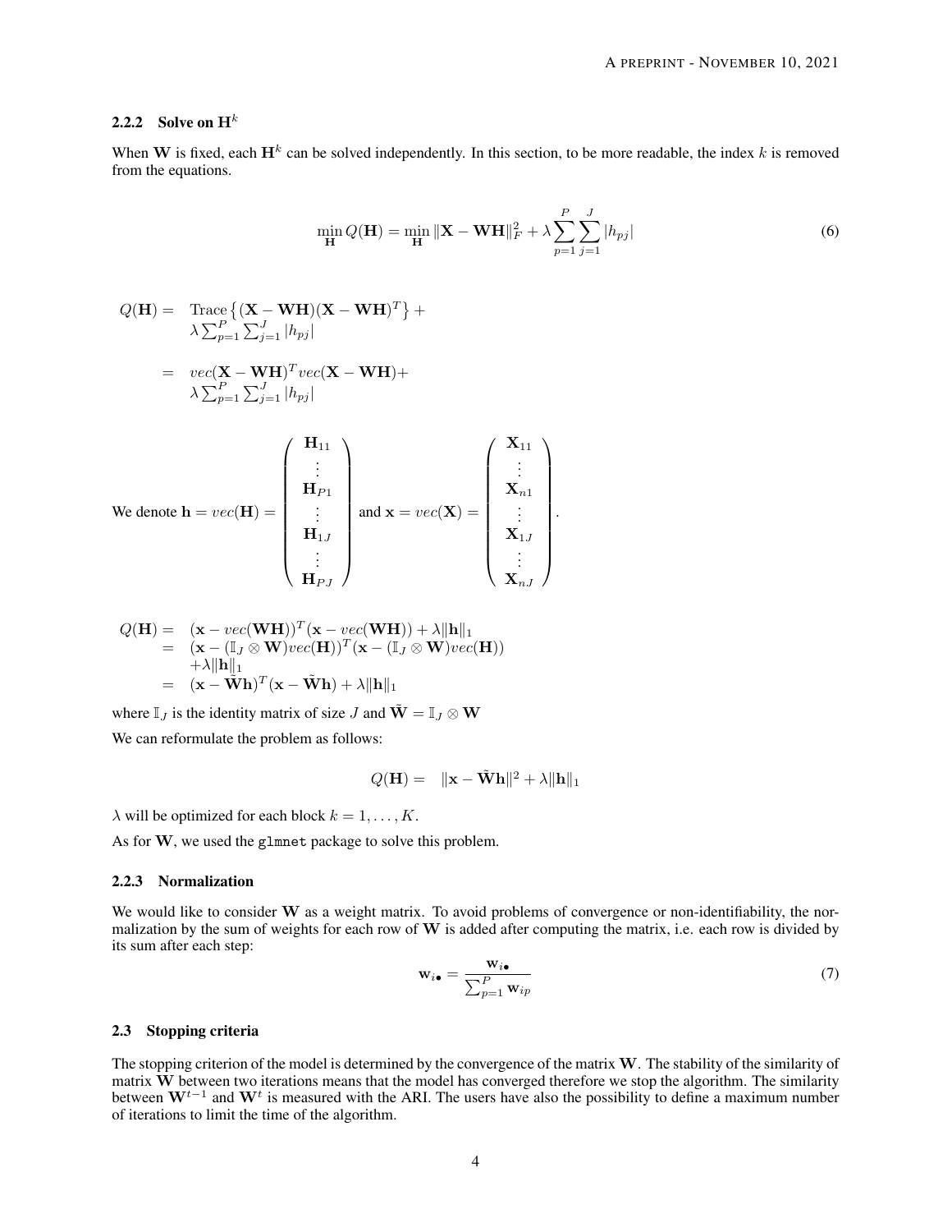### 2.2.2 Solve on $\mathbf{H}^k$

When $\mathbf{W}$ is fixed, each $\mathbf{H}^k$ can be solved independently. In this section, to be more readable, the index $k$ is removed from the equations.

$$\min_{\mathbf{H}} Q(\mathbf{H}) = \min_{\mathbf{H}} \|\mathbf{X} - \mathbf{W}\mathbf{H}\|_F^2 + \lambda \sum_{p=1}^{P} \sum_{j=1}^{J} |h_{pj}| \tag{6}$$

$$\begin{aligned}
Q(\mathbf{H}) = & \ \text{Trace}\left\{(\mathbf{X} - \mathbf{W}\mathbf{H})(\mathbf{X} - \mathbf{W}\mathbf{H})^T\right\} + \\
& \lambda \textstyle\sum_{p=1}^{P} \sum_{j=1}^{J} |h_{pj}| \\
= & \ vec(\mathbf{X} - \mathbf{W}\mathbf{H})^T vec(\mathbf{X} - \mathbf{W}\mathbf{H}) + \\
& \lambda \textstyle\sum_{p=1}^{P} \sum_{j=1}^{J} |h_{pj}|
\end{aligned}$$

We denote $\mathbf{h} = vec(\mathbf{H}) = \begin{pmatrix} \mathbf{H}_{11} \\ \vdots \\ \mathbf{H}_{P1} \\ \vdots \\ \mathbf{H}_{1J} \\ \vdots \\ \mathbf{H}_{PJ} \end{pmatrix}$ and $\mathbf{x} = vec(\mathbf{X}) = \begin{pmatrix} \mathbf{X}_{11} \\ \vdots \\ \mathbf{X}_{n1} \\ \vdots \\ \mathbf{X}_{1J} \\ \vdots \\ \mathbf{X}_{nJ} \end{pmatrix}$.

$$\begin{aligned}
Q(\mathbf{H}) = & \ (\mathbf{x} - vec(\mathbf{W}\mathbf{H}))^T (\mathbf{x} - vec(\mathbf{W}\mathbf{H})) + \lambda \|\mathbf{h}\|_1 \\
= & \ (\mathbf{x} - (\mathbb{I}_J \otimes \mathbf{W}) vec(\mathbf{H}))^T (\mathbf{x} - (\mathbb{I}_J \otimes \mathbf{W}) vec(\mathbf{H})) \\
& + \lambda \|\mathbf{h}\|_1 \\
= & \ (\mathbf{x} - \tilde{\mathbf{W}}\mathbf{h})^T (\mathbf{x} - \tilde{\mathbf{W}}\mathbf{h}) + \lambda \|\mathbf{h}\|_1
\end{aligned}$$

where $\mathbb{I}_J$ is the identity matrix of size $J$ and $\tilde{\mathbf{W}} = \mathbb{I}_J \otimes \mathbf{W}$

We can reformulate the problem as follows:

$$Q(\mathbf{H}) = \|\mathbf{x} - \tilde{\mathbf{W}}\mathbf{h}\|^2 + \lambda \|\mathbf{h}\|_1$$

$\lambda$ will be optimized for each block $k = 1, \ldots, K$.

As for $\mathbf{W}$, we used the `glmnet` package to solve this problem.

### 2.2.3 Normalization

We would like to consider $\mathbf{W}$ as a weight matrix. To avoid problems of convergence or non-identifiability, the normalization by the sum of weights for each row of $\mathbf{W}$ is added after computing the matrix, i.e. each row is divided by its sum after each step:

$$\mathbf{w}_{i\bullet} = \frac{\mathbf{w}_{i\bullet}}{\sum_{p=1}^{P} \mathbf{w}_{ip}} \tag{7}$$

## 2.3 Stopping criteria

The stopping criterion of the model is determined by the convergence of the matrix $\mathbf{W}$. The stability of the similarity of matrix $\mathbf{W}$ between two iterations means that the model has converged therefore we stop the algorithm. The similarity between $\mathbf{W}^{t-1}$ and $\mathbf{W}^t$ is measured with the ARI. The users have also the possibility to define a maximum number of iterations to limit the time of the algorithm.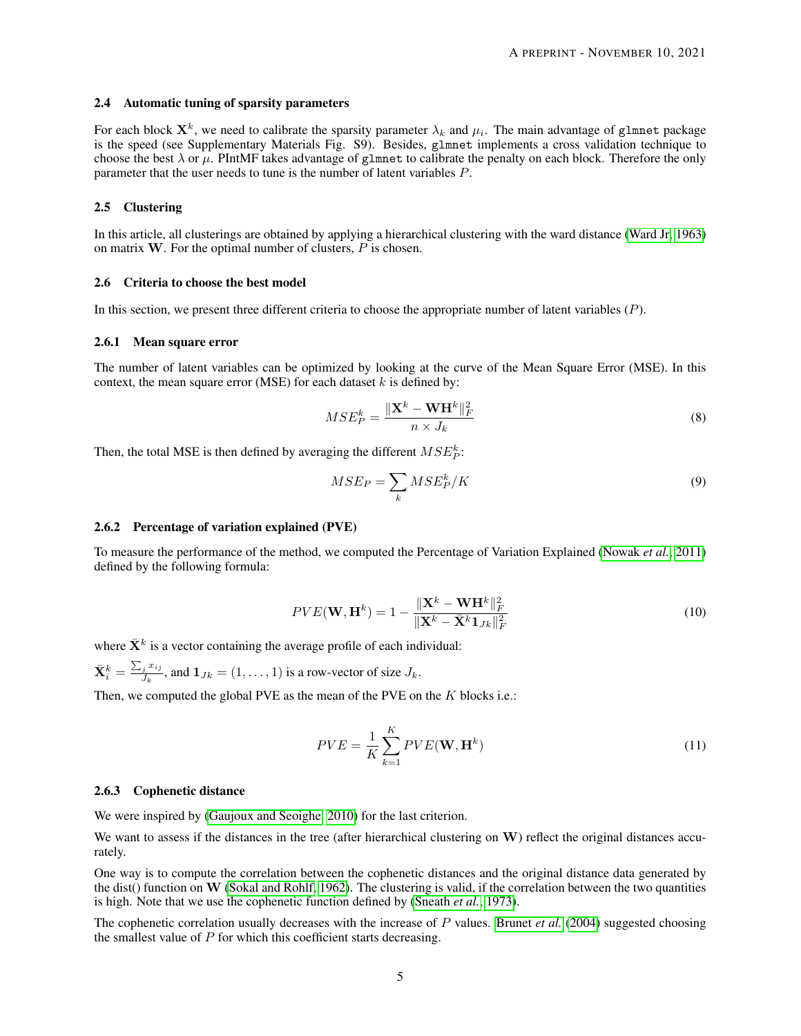## 2.4 Automatic tuning of sparsity parameters

For each block $\mathbf{X}^k$, we need to calibrate the sparsity parameter $\lambda_k$ and $\mu_i$. The main advantage of `glmnet` package is the speed (see Supplementary Materials Fig. S9). Besides, `glmnet` implements a cross validation technique to choose the best $\lambda$ or $\mu$. PIntMF takes advantage of `glmnet` to calibrate the penalty on each block. Therefore the only parameter that the user needs to tune is the number of latent variables $P$.

## 2.5 Clustering

In this article, all clusterings are obtained by applying a hierarchical clustering with the ward distance (Ward Jr, 1963) on matrix $\mathbf{W}$. For the optimal number of clusters, $P$ is chosen.

## 2.6 Criteria to choose the best model

In this section, we present three different criteria to choose the appropriate number of latent variables ($P$).

### 2.6.1 Mean square error

The number of latent variables can be optimized by looking at the curve of the Mean Square Error (MSE). In this context, the mean square error (MSE) for each dataset $k$ is defined by:

$$MSE_P^k = \frac{\|\mathbf{X}^k - \mathbf{W}\mathbf{H}^k\|_F^2}{n \times J_k} \tag{8}$$

Then, the total MSE is then defined by averaging the different $MSE_P^k$:

$$MSE_P = \sum_k MSE_P^k / K \tag{9}$$

### 2.6.2 Percentage of variation explained (PVE)

To measure the performance of the method, we computed the Percentage of Variation Explained (Nowak *et al.*, 2011) defined by the following formula:

$$PVE(\mathbf{W}, \mathbf{H}^k) = 1 - \frac{\|\mathbf{X}^k - \mathbf{W}\mathbf{H}^k\|_F^2}{\|\mathbf{X}^k - \bar{\mathbf{X}}^k \mathbf{1}_{Jk}\|_F^2} \tag{10}$$

where $\bar{\mathbf{X}}^k$ is a vector containing the average profile of each individual:

$\bar{\mathbf{X}}_i^k = \frac{\sum_j x_{ij}}{J_k}$, and $\mathbf{1}_{Jk} = (1, \ldots, 1)$ is a row-vector of size $J_k$.

Then, we computed the global PVE as the mean of the PVE on the $K$ blocks i.e.:

$$PVE = \frac{1}{K} \sum_{k=1}^{K} PVE(\mathbf{W}, \mathbf{H}^k) \tag{11}$$

### 2.6.3 Cophenetic distance

We were inspired by (Gaujoux and Seoighe, 2010) for the last criterion.

We want to assess if the distances in the tree (after hierarchical clustering on $\mathbf{W}$) reflect the original distances accurately.

One way is to compute the correlation between the cophenetic distances and the original distance data generated by the dist() function on $\mathbf{W}$ (Sokal and Rohlf, 1962). The clustering is valid, if the correlation between the two quantities is high. Note that we use the cophenetic function defined by (Sneath *et al.*, 1973).

The cophenetic correlation usually decreases with the increase of $P$ values. Brunet *et al.* (2004) suggested choosing the smallest value of $P$ for which this coefficient starts decreasing.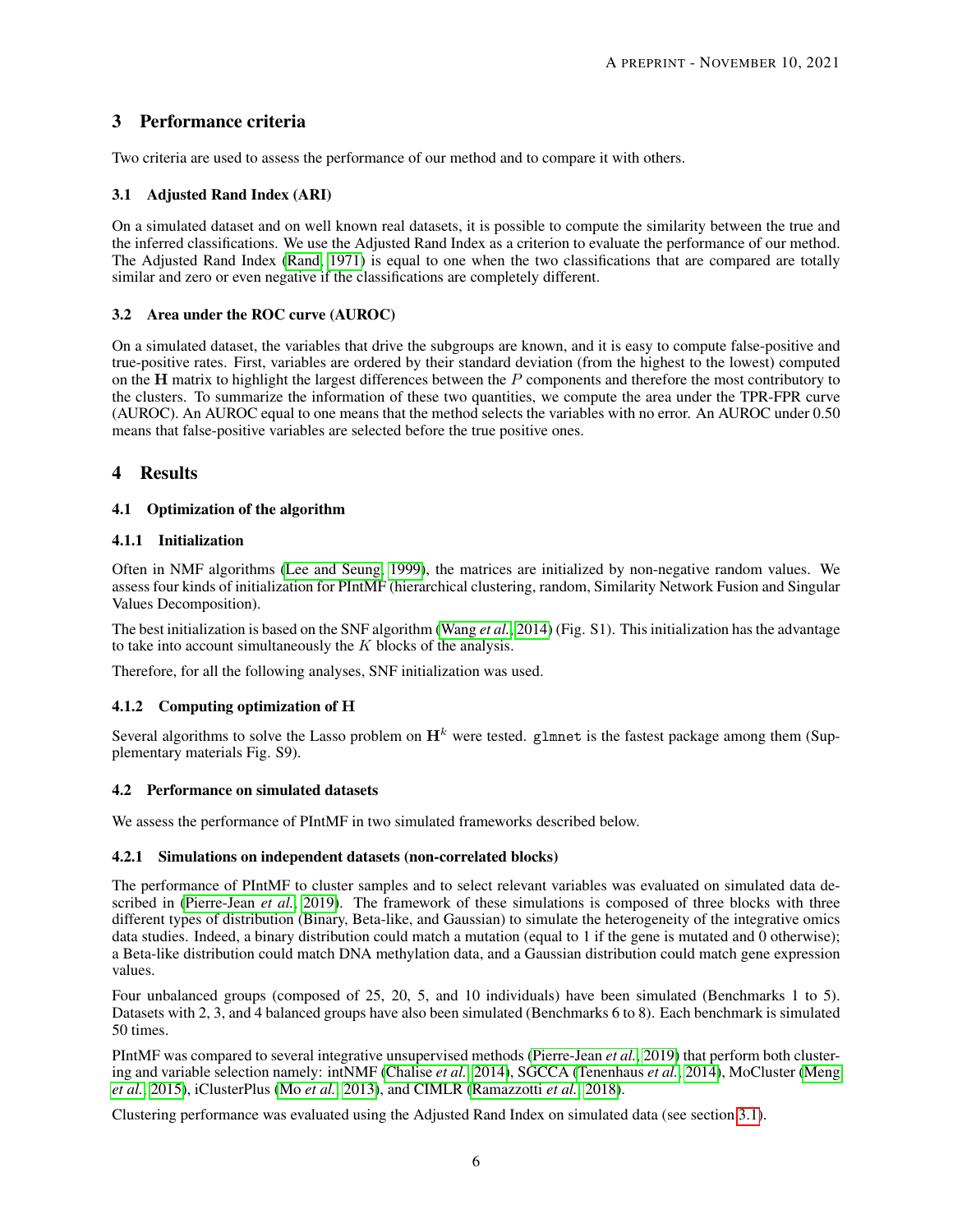## 3 Performance criteria

Two criteria are used to assess the performance of our method and to compare it with others.

### 3.1 Adjusted Rand Index (ARI)

On a simulated dataset and on well known real datasets, it is possible to compute the similarity between the true and the inferred classifications. We use the Adjusted Rand Index as a criterion to evaluate the performance of our method. The Adjusted Rand Index (Rand, 1971) is equal to one when the two classifications that are compared are totally similar and zero or even negative if the classifications are completely different.

### 3.2 Area under the ROC curve (AUROC)

On a simulated dataset, the variables that drive the subgroups are known, and it is easy to compute false-positive and true-positive rates. First, variables are ordered by their standard deviation (from the highest to the lowest) computed on the $\mathbf{H}$ matrix to highlight the largest differences between the $P$ components and therefore the most contributory to the clusters. To summarize the information of these two quantities, we compute the area under the TPR-FPR curve (AUROC). An AUROC equal to one means that the method selects the variables with no error. An AUROC under 0.50 means that false-positive variables are selected before the true positive ones.

## 4 Results

### 4.1 Optimization of the algorithm

#### 4.1.1 Initialization

Often in NMF algorithms (Lee and Seung, 1999), the matrices are initialized by non-negative random values. We assess four kinds of initialization for PIntMF (hierarchical clustering, random, Similarity Network Fusion and Singular Values Decomposition).

The best initialization is based on the SNF algorithm (Wang *et al.*, 2014) (Fig. S1). This initialization has the advantage to take into account simultaneously the $K$ blocks of the analysis.

Therefore, for all the following analyses, SNF initialization was used.

#### 4.1.2 Computing optimization of H

Several algorithms to solve the Lasso problem on $\mathbf{H}^k$ were tested. `glmnet` is the fastest package among them (Supplementary materials Fig. S9).

### 4.2 Performance on simulated datasets

We assess the performance of PIntMF in two simulated frameworks described below.

#### 4.2.1 Simulations on independent datasets (non-correlated blocks)

The performance of PIntMF to cluster samples and to select relevant variables was evaluated on simulated data described in (Pierre-Jean *et al.*, 2019). The framework of these simulations is composed of three blocks with three different types of distribution (Binary, Beta-like, and Gaussian) to simulate the heterogeneity of the integrative omics data studies. Indeed, a binary distribution could match a mutation (equal to 1 if the gene is mutated and 0 otherwise); a Beta-like distribution could match DNA methylation data, and a Gaussian distribution could match gene expression values.

Four unbalanced groups (composed of 25, 20, 5, and 10 individuals) have been simulated (Benchmarks 1 to 5). Datasets with 2, 3, and 4 balanced groups have also been simulated (Benchmarks 6 to 8). Each benchmark is simulated 50 times.

PIntMF was compared to several integrative unsupervised methods (Pierre-Jean *et al.*, 2019) that perform both clustering and variable selection namely: intNMF (Chalise *et al.*, 2014), SGCCA (Tenenhaus *et al.*, 2014), MoCluster (Meng *et al.*, 2015), iClusterPlus (Mo *et al.*, 2013), and CIMLR (Ramazzotti *et al.*, 2018).

Clustering performance was evaluated using the Adjusted Rand Index on simulated data (see section 3.1).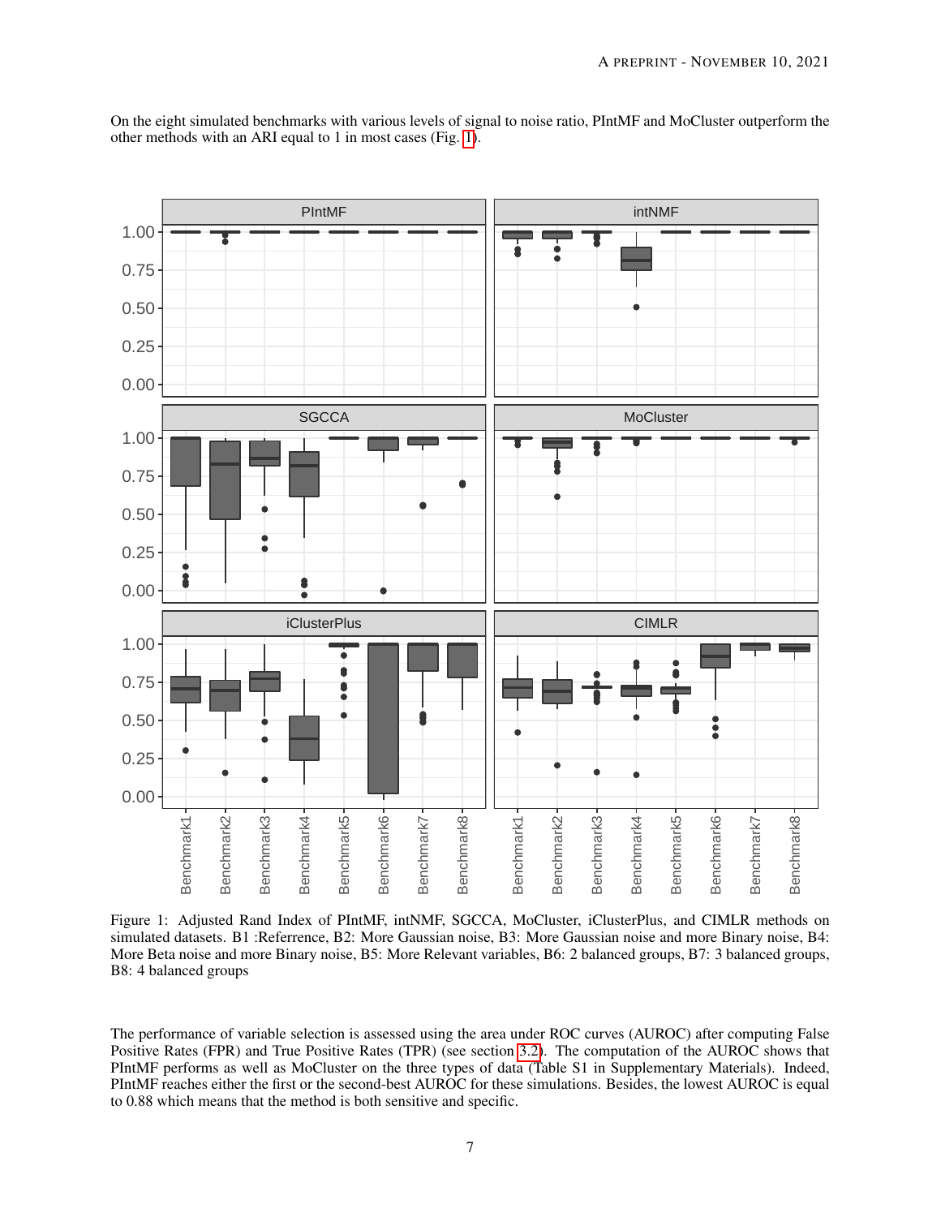On the eight simulated benchmarks with various levels of signal to noise ratio, PIntMF and MoCluster outperform the other methods with an ARI equal to 1 in most cases (Fig. 1).

Figure 1: Adjusted Rand Index of PIntMF, intNMF, SGCCA, MoCluster, iClusterPlus, and CIMLR methods on simulated datasets. B1 :Referrence, B2: More Gaussian noise, B3: More Gaussian noise and more Binary noise, B4: More Beta noise and more Binary noise, B5: More Relevant variables, B6: 2 balanced groups, B7: 3 balanced groups, B8: 4 balanced groups

The performance of variable selection is assessed using the area under ROC curves (AUROC) after computing False Positive Rates (FPR) and True Positive Rates (TPR) (see section 3.2). The computation of the AUROC shows that PIntMF performs as well as MoCluster on the three types of data (Table S1 in Supplementary Materials). Indeed, PIntMF reaches either the first or the second-best AUROC for these simulations. Besides, the lowest AUROC is equal to 0.88 which means that the method is both sensitive and specific.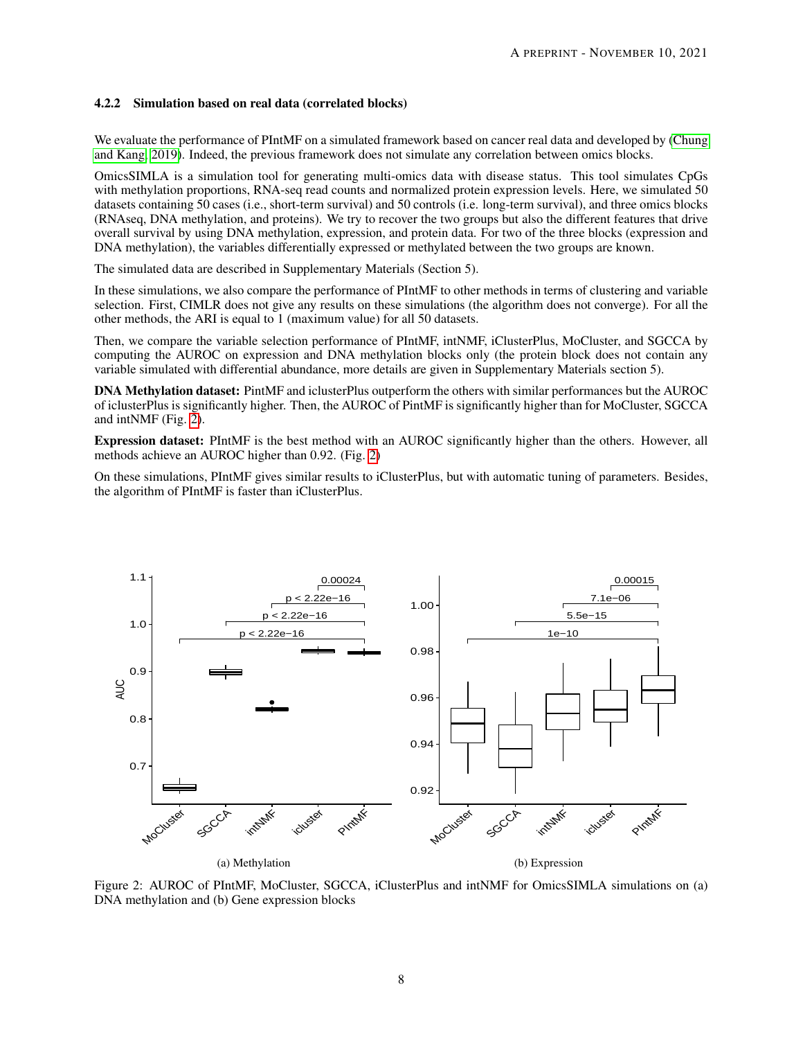### 4.2.2 Simulation based on real data (correlated blocks)

We evaluate the performance of PIntMF on a simulated framework based on cancer real data and developed by (Chung and Kang, 2019). Indeed, the previous framework does not simulate any correlation between omics blocks.

OmicsSIMLA is a simulation tool for generating multi-omics data with disease status. This tool simulates CpGs with methylation proportions, RNA-seq read counts and normalized protein expression levels. Here, we simulated 50 datasets containing 50 cases (i.e., short-term survival) and 50 controls (i.e. long-term survival), and three omics blocks (RNAseq, DNA methylation, and proteins). We try to recover the two groups but also the different features that drive overall survival by using DNA methylation, expression, and protein data. For two of the three blocks (expression and DNA methylation), the variables differentially expressed or methylated between the two groups are known.

The simulated data are described in Supplementary Materials (Section 5).

In these simulations, we also compare the performance of PIntMF to other methods in terms of clustering and variable selection. First, CIMLR does not give any results on these simulations (the algorithm does not converge). For all the other methods, the ARI is equal to 1 (maximum value) for all 50 datasets.

Then, we compare the variable selection performance of PIntMF, intNMF, iClusterPlus, MoCluster, and SGCCA by computing the AUROC on expression and DNA methylation blocks only (the protein block does not contain any variable simulated with differential abundance, more details are given in Supplementary Materials section 5).

**DNA Methylation dataset:** PintMF and iclusterPlus outperform the others with similar performances but the AUROC of iclusterPlus is significantly higher. Then, the AUROC of PintMF is significantly higher than for MoCluster, SGCCA and intNMF (Fig. 2).

**Expression dataset:** PIntMF is the best method with an AUROC significantly higher than the others. However, all methods achieve an AUROC higher than 0.92. (Fig. 2)

On these simulations, PIntMF gives similar results to iClusterPlus, but with automatic tuning of parameters. Besides, the algorithm of PIntMF is faster than iClusterPlus.

(a) Methylation

(b) Expression

Figure 2: AUROC of PIntMF, MoCluster, SGCCA, iClusterPlus and intNMF for OmicsSIMLA simulations on (a) DNA methylation and (b) Gene expression blocks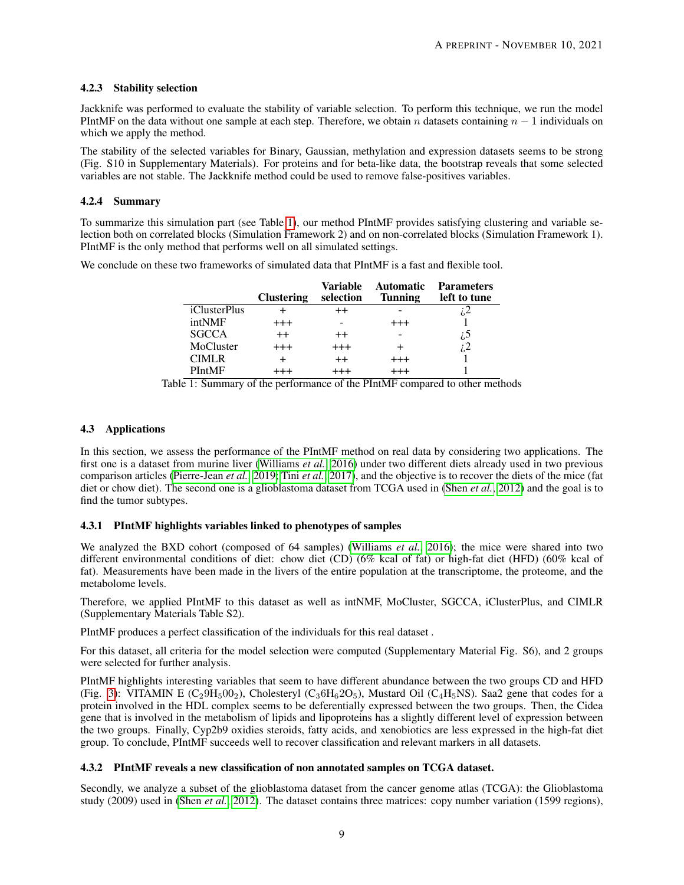### 4.2.3 Stability selection

Jackknife was performed to evaluate the stability of variable selection. To perform this technique, we run the model PIntMF on the data without one sample at each step. Therefore, we obtain $n$ datasets containing $n - 1$ individuals on which we apply the method.

The stability of the selected variables for Binary, Gaussian, methylation and expression datasets seems to be strong (Fig. S10 in Supplementary Materials). For proteins and for beta-like data, the bootstrap reveals that some selected variables are not stable. The Jackknife method could be used to remove false-positives variables.

### 4.2.4 Summary

To summarize this simulation part (see Table 1), our method PIntMF provides satisfying clustering and variable selection both on correlated blocks (Simulation Framework 2) and on non-correlated blocks (Simulation Framework 1). PIntMF is the only method that performs well on all simulated settings.

We conclude on these two frameworks of simulated data that PIntMF is a fast and flexible tool.

| | **Clustering** | **Variable selection** | **Automatic Tunning** | **Parameters left to tune** |
|---|---|---|---|---|
| iClusterPlus | + | ++ | - | ¿2 |
| intNMF | +++ | - | +++ | 1 |
| SGCCA | ++ | ++ | - | ¿5 |
| MoCluster | +++ | +++ | + | ¿2 |
| CIMLR | + | ++ | +++ | 1 |
| PIntMF | +++ | +++ | +++ | 1 |

Table 1: Summary of the performance of the PIntMF compared to other methods

## 4.3 Applications

In this section, we assess the performance of the PIntMF method on real data by considering two applications. The first one is a dataset from murine liver (Williams *et al.*, 2016) under two different diets already used in two previous comparison articles (Pierre-Jean *et al.*, 2019; Tini *et al.*, 2017), and the objective is to recover the diets of the mice (fat diet or chow diet). The second one is a glioblastoma dataset from TCGA used in (Shen *et al.*, 2012) and the goal is to find the tumor subtypes.

### 4.3.1 PIntMF highlights variables linked to phenotypes of samples

We analyzed the BXD cohort (composed of 64 samples) (Williams *et al.*, 2016); the mice were shared into two different environmental conditions of diet: chow diet (CD) (6% kcal of fat) or high-fat diet (HFD) (60% kcal of fat). Measurements have been made in the livers of the entire population at the transcriptome, the proteome, and the metabolome levels.

Therefore, we applied PIntMF to this dataset as well as intNMF, MoCluster, SGCCA, iClusterPlus, and CIMLR (Supplementary Materials Table S2).

PIntMF produces a perfect classification of the individuals for this real dataset .

For this dataset, all criteria for the model selection were computed (Supplementary Material Fig. S6), and 2 groups were selected for further analysis.

PIntMF highlights interesting variables that seem to have different abundance between the two groups CD and HFD (Fig. 3): VITAMIN E ($C_29H_500_2$), Cholesteryl ($C_36H_62O_5$), Mustard Oil ($C_4H_5NS$). Saa2 gene that codes for a protein involved in the HDL complex seems to be deferentially expressed between the two groups. Then, the Cidea gene that is involved in the metabolism of lipids and lipoproteins has a slightly different level of expression between the two groups. Finally, Cyp2b9 oxidies steroids, fatty acids, and xenobiotics are less expressed in the high-fat diet group. To conclude, PIntMF succeeds well to recover classification and relevant markers in all datasets.

### 4.3.2 PIntMF reveals a new classification of non annotated samples on TCGA dataset.

Secondly, we analyze a subset of the glioblastoma dataset from the cancer genome atlas (TCGA): the Glioblastoma study (2009) used in (Shen *et al.*, 2012). The dataset contains three matrices: copy number variation (1599 regions),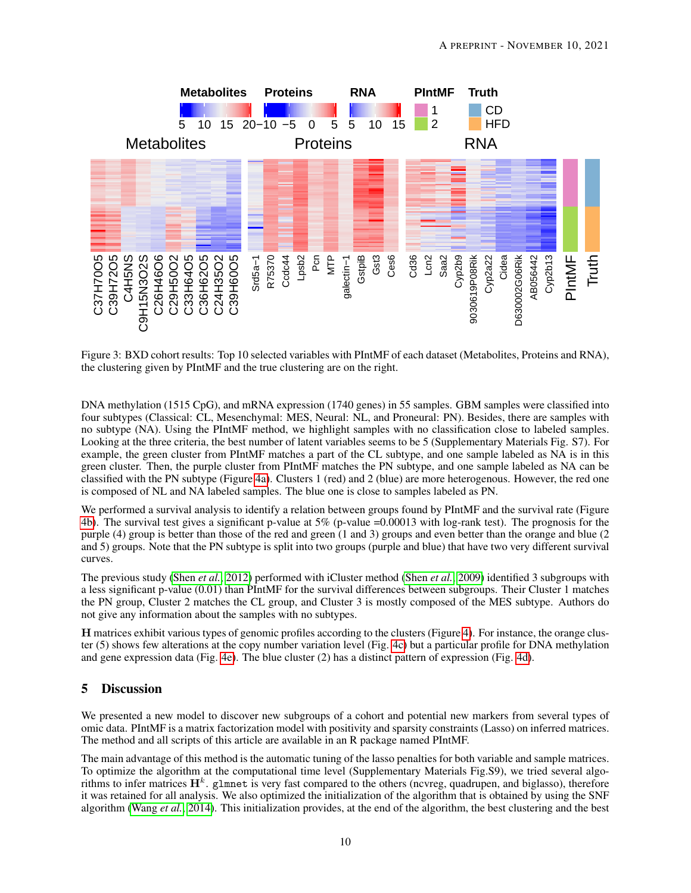Figure 3: BXD cohort results: Top 10 selected variables with PIntMF of each dataset (Metabolites, Proteins and RNA), the clustering given by PIntMF and the true clustering are on the right.

DNA methylation (1515 CpG), and mRNA expression (1740 genes) in 55 samples. GBM samples were classified into four subtypes (Classical: CL, Mesenchymal: MES, Neural: NL, and Proneural: PN). Besides, there are samples with no subtype (NA). Using the PIntMF method, we highlight samples with no classification close to labeled samples. Looking at the three criteria, the best number of latent variables seems to be 5 (Supplementary Materials Fig. S7). For example, the green cluster from PIntMF matches a part of the CL subtype, and one sample labeled as NA is in this green cluster. Then, the purple cluster from PIntMF matches the PN subtype, and one sample labeled as NA can be classified with the PN subtype (Figure 4a). Clusters 1 (red) and 2 (blue) are more heterogenous. However, the red one is composed of NL and NA labeled samples. The blue one is close to samples labeled as PN.

We performed a survival analysis to identify a relation between groups found by PIntMF and the survival rate (Figure 4b). The survival test gives a significant p-value at 5% (p-value =0.00013 with log-rank test). The prognosis for the purple (4) group is better than those of the red and green (1 and 3) groups and even better than the orange and blue (2 and 5) groups. Note that the PN subtype is split into two groups (purple and blue) that have two very different survival curves.

The previous study (Shen *et al.*, 2012) performed with iCluster method (Shen *et al.*, 2009) identified 3 subgroups with a less significant p-value (0.01) than PIntMF for the survival differences between subgroups. Their Cluster 1 matches the PN group, Cluster 2 matches the CL group, and Cluster 3 is mostly composed of the MES subtype. Authors do not give any information about the samples with no subtypes.

**H** matrices exhibit various types of genomic profiles according to the clusters (Figure 4). For instance, the orange cluster (5) shows few alterations at the copy number variation level (Fig. 4c) but a particular profile for DNA methylation and gene expression data (Fig. 4e). The blue cluster (2) has a distinct pattern of expression (Fig. 4d).

## 5 Discussion

We presented a new model to discover new subgroups of a cohort and potential new markers from several types of omic data. PIntMF is a matrix factorization model with positivity and sparsity constraints (Lasso) on inferred matrices. The method and all scripts of this article are available in an R package named PIntMF.

The main advantage of this method is the automatic tuning of the lasso penalties for both variable and sample matrices. To optimize the algorithm at the computational time level (Supplementary Materials Fig.S9), we tried several algorithms to infer matrices $\mathbf{H}^k$. `glmnet` is very fast compared to the others (ncvreg, quadrupen, and biglasso), therefore it was retained for all analysis. We also optimized the initialization of the algorithm that is obtained by using the SNF algorithm (Wang *et al.*, 2014). This initialization provides, at the end of the algorithm, the best clustering and the best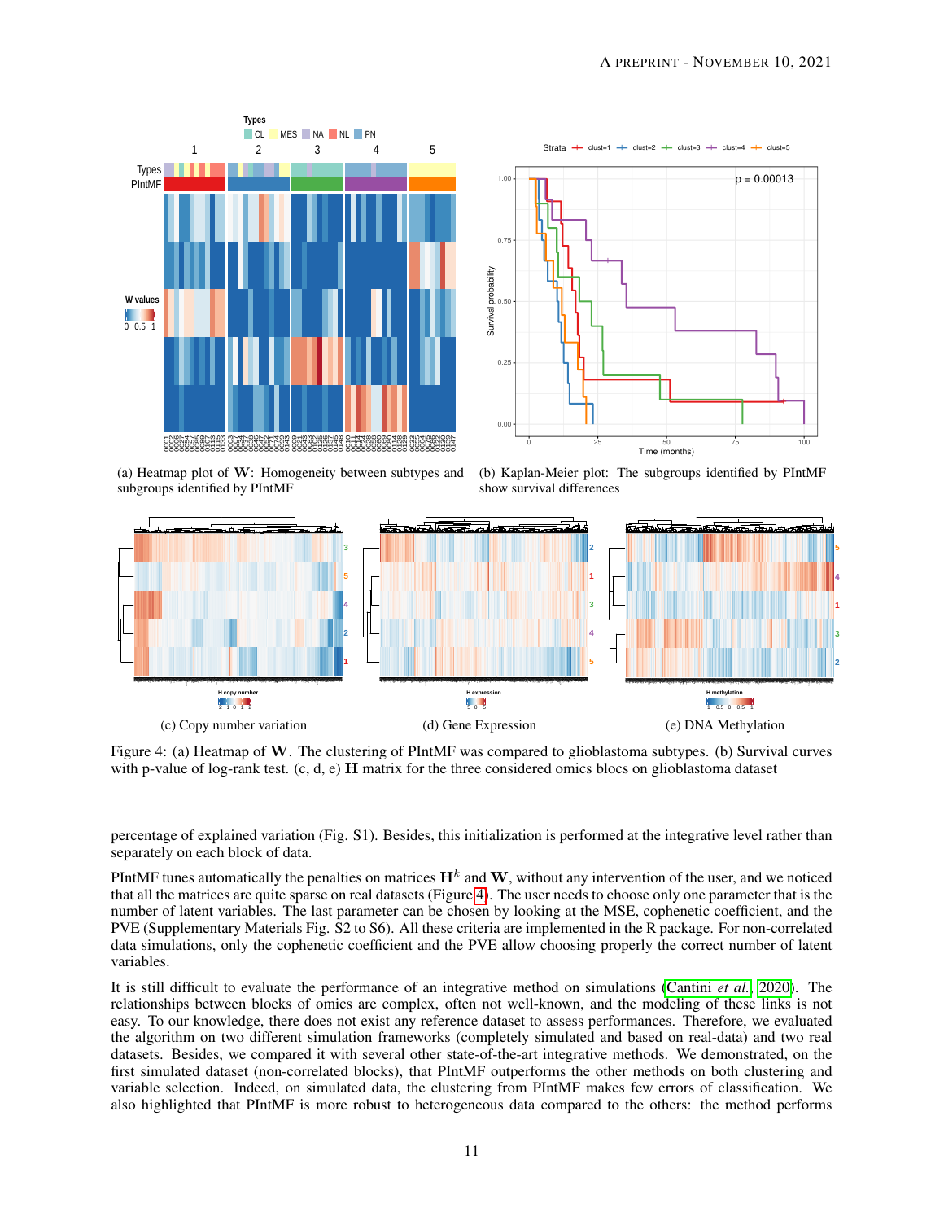(a) Heatmap plot of $\mathbf{W}$: Homogeneity between subtypes and subgroups identified by PIntMF

(b) Kaplan-Meier plot: The subgroups identified by PIntMF show survival differences

(c) Copy number variation

(d) Gene Expression

(e) DNA Methylation

Figure 4: (a) Heatmap of $\mathbf{W}$. The clustering of PIntMF was compared to glioblastoma subtypes. (b) Survival curves with p-value of log-rank test. (c, d, e) $\mathbf{H}$ matrix for the three considered omics blocs on glioblastoma dataset

percentage of explained variation (Fig. S1). Besides, this initialization is performed at the integrative level rather than separately on each block of data.

PIntMF tunes automatically the penalties on matrices $\mathbf{H}^k$ and $\mathbf{W}$, without any intervention of the user, and we noticed that all the matrices are quite sparse on real datasets (Figure 4). The user needs to choose only one parameter that is the number of latent variables. The last parameter can be chosen by looking at the MSE, cophenetic coefficient, and the PVE (Supplementary Materials Fig. S2 to S6). All these criteria are implemented in the R package. For non-correlated data simulations, only the cophenetic coefficient and the PVE allow choosing properly the correct number of latent variables.

It is still difficult to evaluate the performance of an integrative method on simulations (Cantini *et al.*, 2020). The relationships between blocks of omics are complex, often not well-known, and the modeling of these links is not easy. To our knowledge, there does not exist any reference dataset to assess performances. Therefore, we evaluated the algorithm on two different simulation frameworks (completely simulated and based on real-data) and two real datasets. Besides, we compared it with several other state-of-the-art integrative methods. We demonstrated, on the first simulated dataset (non-correlated blocks), that PIntMF outperforms the other methods on both clustering and variable selection. Indeed, on simulated data, the clustering from PIntMF makes few errors of classification. We also highlighted that PIntMF is more robust to heterogeneous data compared to the others: the method performs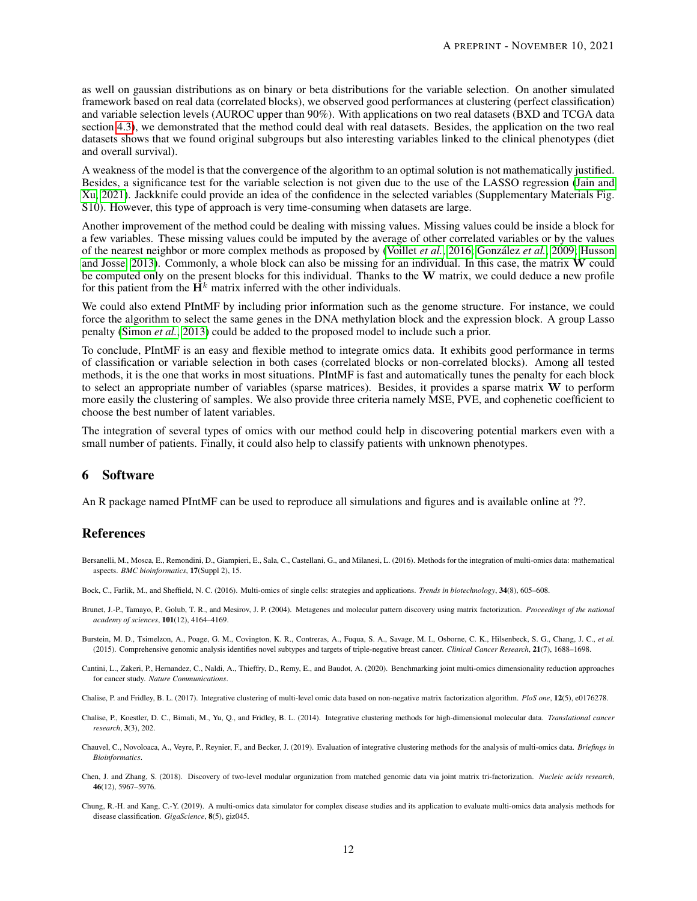as well on gaussian distributions as on binary or beta distributions for the variable selection. On another simulated framework based on real data (correlated blocks), we observed good performances at clustering (perfect classification) and variable selection levels (AUROC upper than 90%). With applications on two real datasets (BXD and TCGA data section 4.3), we demonstrated that the method could deal with real datasets. Besides, the application on the two real datasets shows that we found original subgroups but also interesting variables linked to the clinical phenotypes (diet and overall survival).

A weakness of the model is that the convergence of the algorithm to an optimal solution is not mathematically justified. Besides, a significance test for the variable selection is not given due to the use of the LASSO regression (Jain and Xu, 2021). Jackknife could provide an idea of the confidence in the selected variables (Supplementary Materials Fig. S10). However, this type of approach is very time-consuming when datasets are large.

Another improvement of the method could be dealing with missing values. Missing values could be inside a block for a few variables. These missing values could be imputed by the average of other correlated variables or by the values of the nearest neighbor or more complex methods as proposed by (Voillet *et al.*, 2016; González *et al.*, 2009; Husson and Josse, 2013). Commonly, a whole block can also be missing for an individual. In this case, the matrix $\mathbf{W}$ could be computed only on the present blocks for this individual. Thanks to the $\mathbf{W}$ matrix, we could deduce a new profile for this patient from the $\mathbf{H}^k$ matrix inferred with the other individuals.

We could also extend PIntMF by including prior information such as the genome structure. For instance, we could force the algorithm to select the same genes in the DNA methylation block and the expression block. A group Lasso penalty (Simon *et al.*, 2013) could be added to the proposed model to include such a prior.

To conclude, PIntMF is an easy and flexible method to integrate omics data. It exhibits good performance in terms of classification or variable selection in both cases (correlated blocks or non-correlated blocks). Among all tested methods, it is the one that works in most situations. PIntMF is fast and automatically tunes the penalty for each block to select an appropriate number of variables (sparse matrices). Besides, it provides a sparse matrix $\mathbf{W}$ to perform more easily the clustering of samples. We also provide three criteria namely MSE, PVE, and cophenetic coefficient to choose the best number of latent variables.

The integration of several types of omics with our method could help in discovering potential markers even with a small number of patients. Finally, it could also help to classify patients with unknown phenotypes.

## 6 Software

An R package named PIntMF can be used to reproduce all simulations and figures and is available online at ??.

## References

Bersanelli, M., Mosca, E., Remondini, D., Giampieri, E., Sala, C., Castellani, G., and Milanesi, L. (2016). Methods for the integration of multi-omics data: mathematical aspects. *BMC bioinformatics*, **17**(Suppl 2), 15.

Bock, C., Farlik, M., and Sheffield, N. C. (2016). Multi-omics of single cells: strategies and applications. *Trends in biotechnology*, **34**(8), 605–608.

Brunet, J.-P., Tamayo, P., Golub, T. R., and Mesirov, J. P. (2004). Metagenes and molecular pattern discovery using matrix factorization. *Proceedings of the national academy of sciences*, **101**(12), 4164–4169.

Burstein, M. D., Tsimelzon, A., Poage, G. M., Covington, K. R., Contreras, A., Fuqua, S. A., Savage, M. I., Osborne, C. K., Hilsenbeck, S. G., Chang, J. C., *et al.* (2015). Comprehensive genomic analysis identifies novel subtypes and targets of triple-negative breast cancer. *Clinical Cancer Research*, **21**(7), 1688–1698.

Cantini, L., Zakeri, P., Hernandez, C., Naldi, A., Thieffry, D., Remy, E., and Baudot, A. (2020). Benchmarking joint multi-omics dimensionality reduction approaches for cancer study. *Nature Communications*.

Chalise, P. and Fridley, B. L. (2017). Integrative clustering of multi-level omic data based on non-negative matrix factorization algorithm. *PloS one*, **12**(5), e0176278.

Chalise, P., Koestler, D. C., Bimali, M., Yu, Q., and Fridley, B. L. (2014). Integrative clustering methods for high-dimensional molecular data. *Translational cancer research*, **3**(3), 202.

Chauvel, C., Novoloaca, A., Veyre, P., Reynier, F., and Becker, J. (2019). Evaluation of integrative clustering methods for the analysis of multi-omics data. *Briefings in Bioinformatics*.

Chen, J. and Zhang, S. (2018). Discovery of two-level modular organization from matched genomic data via joint matrix tri-factorization. *Nucleic acids research*, **46**(12), 5967–5976.

Chung, R.-H. and Kang, C.-Y. (2019). A multi-omics data simulator for complex disease studies and its application to evaluate multi-omics data analysis methods for disease classification. *GigaScience*, **8**(5), giz045.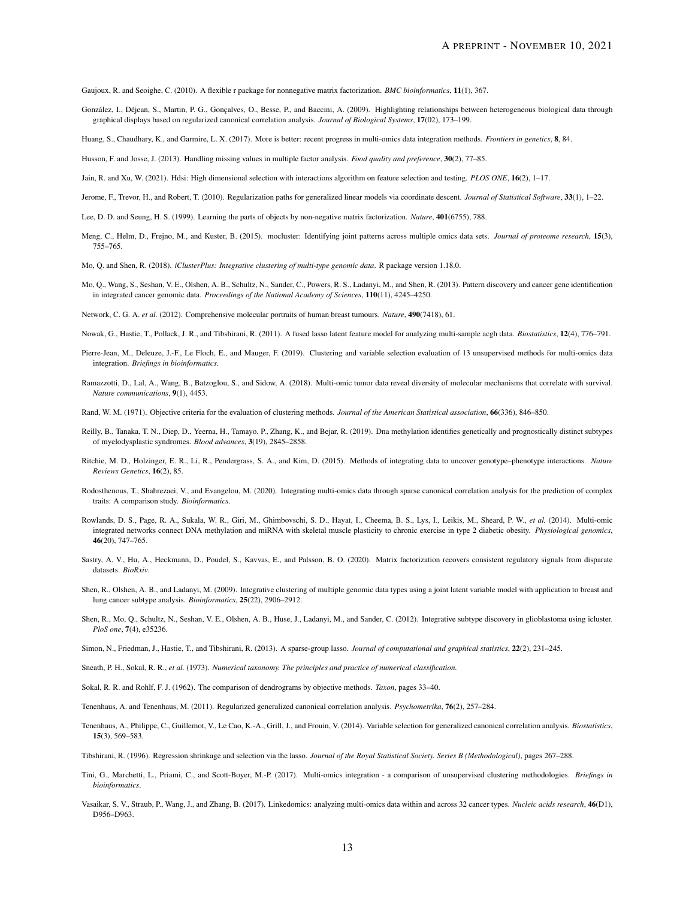Gaujoux, R. and Seoighe, C. (2010). A flexible r package for nonnegative matrix factorization. *BMC bioinformatics*, **11**(1), 367.

González, I., Déjean, S., Martin, P. G., Gonçalves, O., Besse, P., and Baccini, A. (2009). Highlighting relationships between heterogeneous biological data through graphical displays based on regularized canonical correlation analysis. *Journal of Biological Systems*, **17**(02), 173–199.

Huang, S., Chaudhary, K., and Garmire, L. X. (2017). More is better: recent progress in multi-omics data integration methods. *Frontiers in genetics*, **8**, 84.

Husson, F. and Josse, J. (2013). Handling missing values in multiple factor analysis. *Food quality and preference*, **30**(2), 77–85.

Jain, R. and Xu, W. (2021). Hdsi: High dimensional selection with interactions algorithm on feature selection and testing. *PLOS ONE*, **16**(2), 1–17.

Jerome, F., Trevor, H., and Robert, T. (2010). Regularization paths for generalized linear models via coordinate descent. *Journal of Statistical Software*, **33**(1), 1–22.

Lee, D. D. and Seung, H. S. (1999). Learning the parts of objects by non-negative matrix factorization. *Nature*, **401**(6755), 788.

Meng, C., Helm, D., Frejno, M., and Kuster, B. (2015). mocluster: Identifying joint patterns across multiple omics data sets. *Journal of proteome research*, **15**(3), 755–765.

Mo, Q. and Shen, R. (2018). *iClusterPlus: Integrative clustering of multi-type genomic data*. R package version 1.18.0.

Mo, Q., Wang, S., Seshan, V. E., Olshen, A. B., Schultz, N., Sander, C., Powers, R. S., Ladanyi, M., and Shen, R. (2013). Pattern discovery and cancer gene identification in integrated cancer genomic data. *Proceedings of the National Academy of Sciences*, **110**(11), 4245–4250.

Network, C. G. A. *et al.* (2012). Comprehensive molecular portraits of human breast tumours. *Nature*, **490**(7418), 61.

Nowak, G., Hastie, T., Pollack, J. R., and Tibshirani, R. (2011). A fused lasso latent feature model for analyzing multi-sample acgh data. *Biostatistics*, **12**(4), 776–791.

Pierre-Jean, M., Deleuze, J.-F., Le Floch, E., and Mauger, F. (2019). Clustering and variable selection evaluation of 13 unsupervised methods for multi-omics data integration. *Briefings in bioinformatics*.

Ramazzotti, D., Lal, A., Wang, B., Batzoglou, S., and Sidow, A. (2018). Multi-omic tumor data reveal diversity of molecular mechanisms that correlate with survival. *Nature communications*, **9**(1), 4453.

Rand, W. M. (1971). Objective criteria for the evaluation of clustering methods. *Journal of the American Statistical association*, **66**(336), 846–850.

Reilly, B., Tanaka, T. N., Diep, D., Yeerna, H., Tamayo, P., Zhang, K., and Bejar, R. (2019). Dna methylation identifies genetically and prognostically distinct subtypes of myelodysplastic syndromes. *Blood advances*, **3**(19), 2845–2858.

Ritchie, M. D., Holzinger, E. R., Li, R., Pendergrass, S. A., and Kim, D. (2015). Methods of integrating data to uncover genotype–phenotype interactions. *Nature Reviews Genetics*, **16**(2), 85.

Rodosthenous, T., Shahrezaei, V., and Evangelou, M. (2020). Integrating multi-omics data through sparse canonical correlation analysis for the prediction of complex traits: A comparison study. *Bioinformatics*.

Rowlands, D. S., Page, R. A., Sukala, W. R., Giri, M., Ghimbovschi, S. D., Hayat, I., Cheema, B. S., Lys, I., Leikis, M., Sheard, P. W., *et al.* (2014). Multi-omic integrated networks connect DNA methylation and miRNA with skeletal muscle plasticity to chronic exercise in type 2 diabetic obesity. *Physiological genomics*, **46**(20), 747–765.

Sastry, A. V., Hu, A., Heckmann, D., Poudel, S., Kavvas, E., and Palsson, B. O. (2020). Matrix factorization recovers consistent regulatory signals from disparate datasets. *BioRxiv*.

Shen, R., Olshen, A. B., and Ladanyi, M. (2009). Integrative clustering of multiple genomic data types using a joint latent variable model with application to breast and lung cancer subtype analysis. *Bioinformatics*, **25**(22), 2906–2912.

Shen, R., Mo, Q., Schultz, N., Seshan, V. E., Olshen, A. B., Huse, J., Ladanyi, M., and Sander, C. (2012). Integrative subtype discovery in glioblastoma using icluster. *PloS one*, **7**(4), e35236.

Simon, N., Friedman, J., Hastie, T., and Tibshirani, R. (2013). A sparse-group lasso. *Journal of computational and graphical statistics*, **22**(2), 231–245.

Sneath, P. H., Sokal, R. R., *et al.* (1973). *Numerical taxonomy. The principles and practice of numerical classification.*

Sokal, R. R. and Rohlf, F. J. (1962). The comparison of dendrograms by objective methods. *Taxon*, pages 33–40.

Tenenhaus, A. and Tenenhaus, M. (2011). Regularized generalized canonical correlation analysis. *Psychometrika*, **76**(2), 257–284.

Tenenhaus, A., Philippe, C., Guillemot, V., Le Cao, K.-A., Grill, J., and Frouin, V. (2014). Variable selection for generalized canonical correlation analysis. *Biostatistics*, **15**(3), 569–583.

Tibshirani, R. (1996). Regression shrinkage and selection via the lasso. *Journal of the Royal Statistical Society. Series B (Methodological)*, pages 267–288.

Tini, G., Marchetti, L., Priami, C., and Scott-Boyer, M.-P. (2017). Multi-omics integration - a comparison of unsupervised clustering methodologies. *Briefings in bioinformatics*.

Vasaikar, S. V., Straub, P., Wang, J., and Zhang, B. (2017). Linkedomics: analyzing multi-omics data within and across 32 cancer types. *Nucleic acids research*, **46**(D1), D956–D963.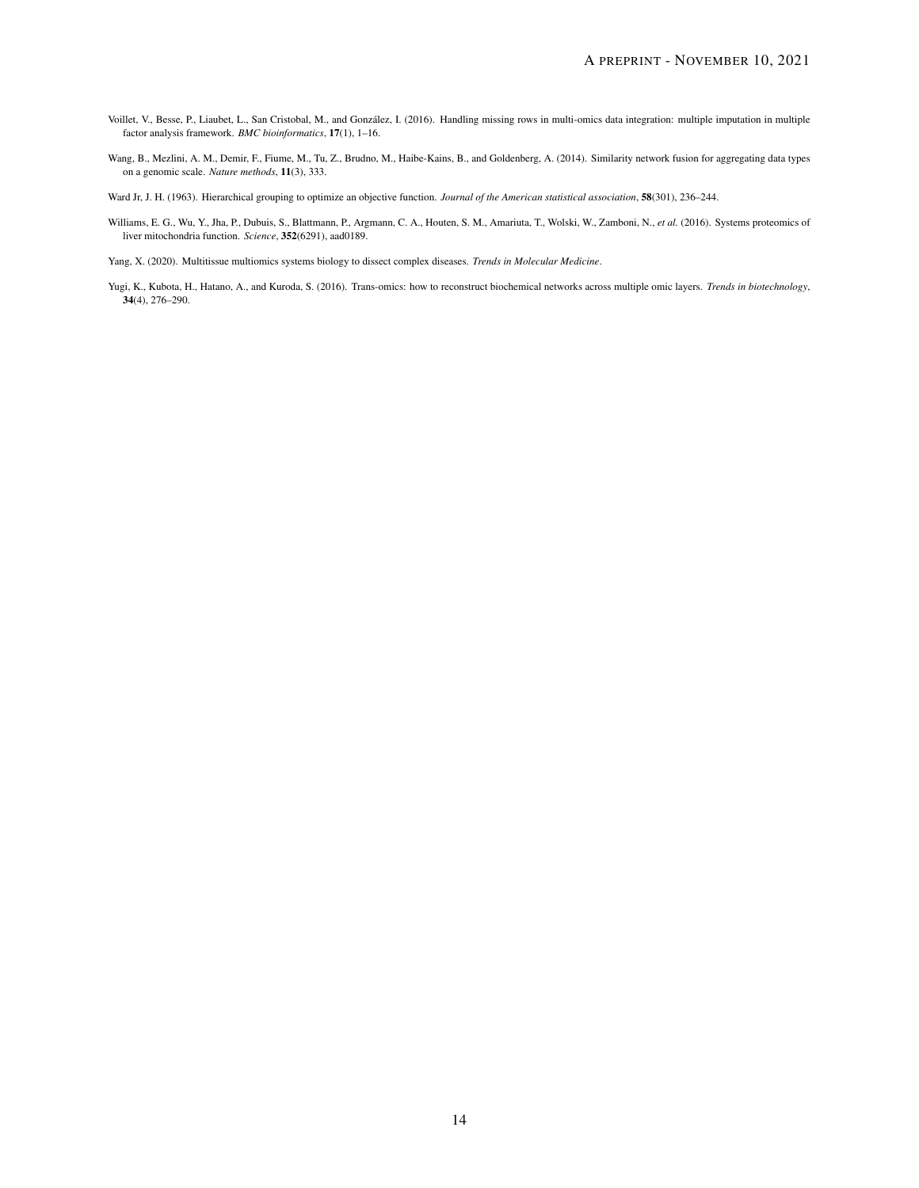Voillet, V., Besse, P., Liaubet, L., San Cristobal, M., and González, I. (2016). Handling missing rows in multi-omics data integration: multiple imputation in multiple factor analysis framework. *BMC bioinformatics*, **17**(1), 1–16.

Wang, B., Mezlini, A. M., Demir, F., Fiume, M., Tu, Z., Brudno, M., Haibe-Kains, B., and Goldenberg, A. (2014). Similarity network fusion for aggregating data types on a genomic scale. *Nature methods*, **11**(3), 333.

Ward Jr, J. H. (1963). Hierarchical grouping to optimize an objective function. *Journal of the American statistical association*, **58**(301), 236–244.

Williams, E. G., Wu, Y., Jha, P., Dubuis, S., Blattmann, P., Argmann, C. A., Houten, S. M., Amariuta, T., Wolski, W., Zamboni, N., *et al.* (2016). Systems proteomics of liver mitochondria function. *Science*, **352**(6291), aad0189.

Yang, X. (2020). Multitissue multiomics systems biology to dissect complex diseases. *Trends in Molecular Medicine*.

Yugi, K., Kubota, H., Hatano, A., and Kuroda, S. (2016). Trans-omics: how to reconstruct biochemical networks across multiple omic layers. *Trends in biotechnology*, **34**(4), 276–290.